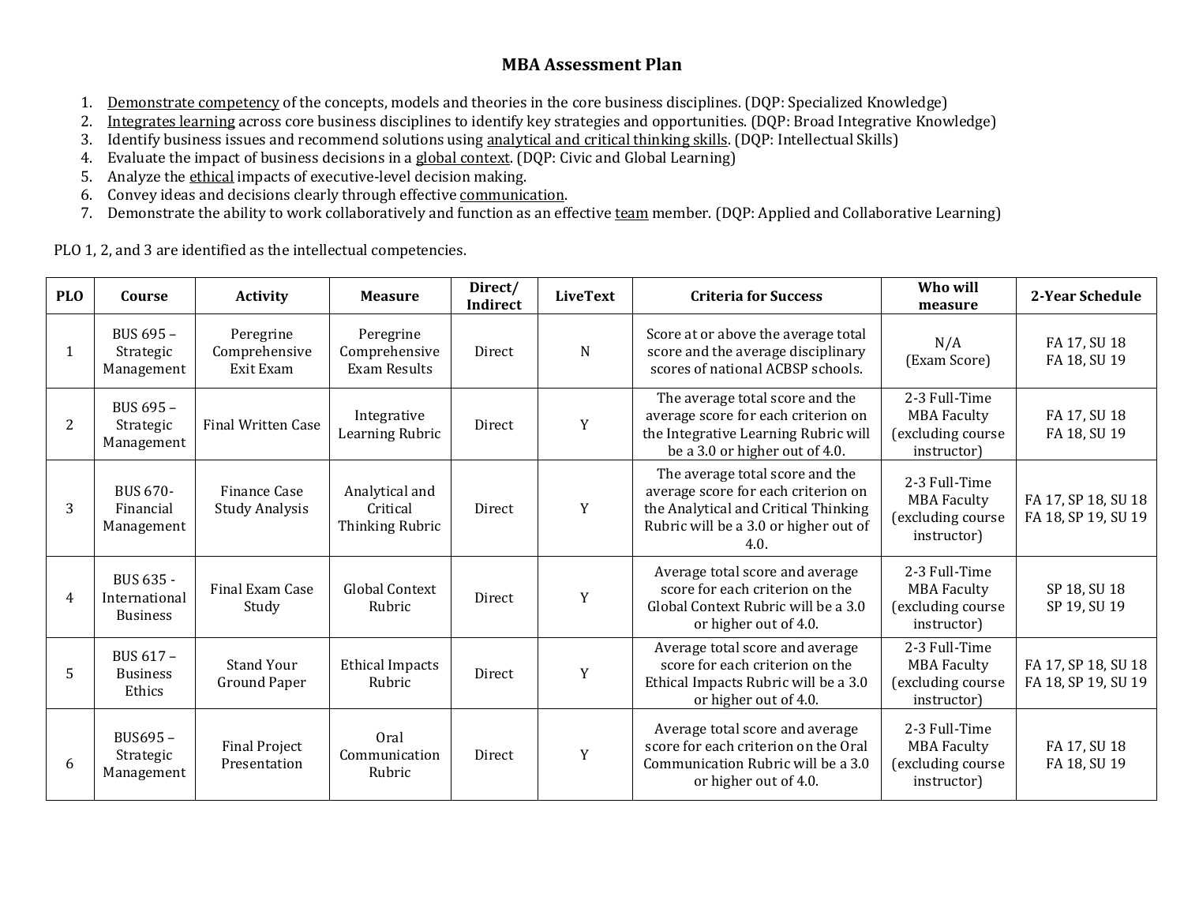# MBA Assessment Plan

1. Demonstrate competency of the concepts, models and theories in the core business disciplines. (DQP: Specialized Knowledge)
2. Integrates learning across core business disciplines to identify key strategies and opportunities. (DQP: Broad Integrative Knowledge)
3. Identify business issues and recommend solutions using analytical and critical thinking skills. (DQP: Intellectual Skills)
4. Evaluate the impact of business decisions in a global context. (DQP: Civic and Global Learning)
5. Analyze the ethical impacts of executive-level decision making.
6. Convey ideas and decisions clearly through effective communication.
7. Demonstrate the ability to work collaboratively and function as an effective team member. (DQP: Applied and Collaborative Learning)

PLO 1, 2, and 3 are identified as the intellectual competencies.

| PLO | Course | Activity | Measure | Direct/ Indirect | LiveText | Criteria for Success | Who will measure | 2-Year Schedule |
|---|---|---|---|---|---|---|---|---|
| 1 | BUS 695 – Strategic Management | Peregrine Comprehensive Exit Exam | Peregrine Comprehensive Exam Results | Direct | N | Score at or above the average total score and the average disciplinary scores of national ACBSP schools. | N/A (Exam Score) | FA 17, SU 18 FA 18, SU 19 |
| 2 | BUS 695 – Strategic Management | Final Written Case | Integrative Learning Rubric | Direct | Y | The average total score and the average score for each criterion on the Integrative Learning Rubric will be a 3.0 or higher out of 4.0. | 2-3 Full-Time MBA Faculty (excluding course instructor) | FA 17, SU 18 FA 18, SU 19 |
| 3 | BUS 670- Financial Management | Finance Case Study Analysis | Analytical and Critical Thinking Rubric | Direct | Y | The average total score and the average score for each criterion on the Analytical and Critical Thinking Rubric will be a 3.0 or higher out of 4.0. | 2-3 Full-Time MBA Faculty (excluding course instructor) | FA 17, SP 18, SU 18 FA 18, SP 19, SU 19 |
| 4 | BUS 635 - International Business | Final Exam Case Study | Global Context Rubric | Direct | Y | Average total score and average score for each criterion on the Global Context Rubric will be a 3.0 or higher out of 4.0. | 2-3 Full-Time MBA Faculty (excluding course instructor) | SP 18, SU 18 SP 19, SU 19 |
| 5 | BUS 617 – Business Ethics | Stand Your Ground Paper | Ethical Impacts Rubric | Direct | Y | Average total score and average score for each criterion on the Ethical Impacts Rubric will be a 3.0 or higher out of 4.0. | 2-3 Full-Time MBA Faculty (excluding course instructor) | FA 17, SP 18, SU 18 FA 18, SP 19, SU 19 |
| 6 | BUS695 – Strategic Management | Final Project Presentation | Oral Communication Rubric | Direct | Y | Average total score and average score for each criterion on the Oral Communication Rubric will be a 3.0 or higher out of 4.0. | 2-3 Full-Time MBA Faculty (excluding course instructor) | FA 17, SU 18 FA 18, SU 19 |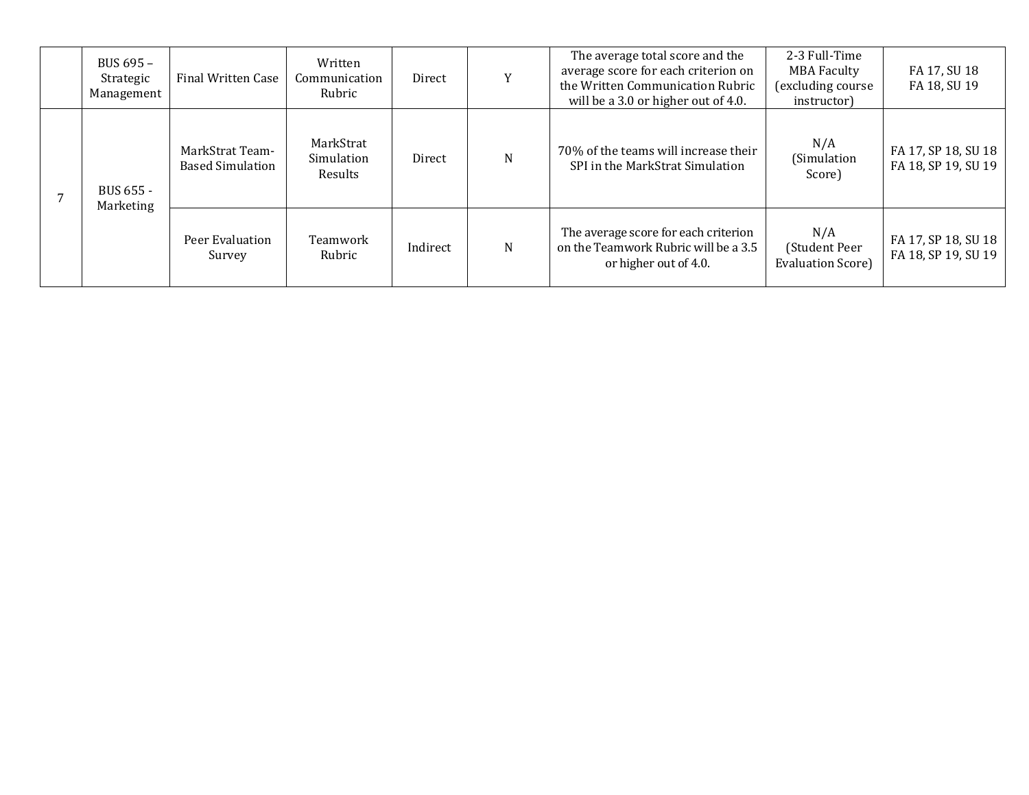| | | | | | | | | |
|---|---|---|---|---|---|---|---|---|
| | BUS 695 – Strategic Management | Final Written Case | Written Communication Rubric | Direct | Y | The average total score and the average score for each criterion on the Written Communication Rubric will be a 3.0 or higher out of 4.0. | 2-3 Full-Time MBA Faculty (excluding course instructor) | FA 17, SU 18 FA 18, SU 19 |
| 7 | BUS 655 - Marketing | MarkStrat Team-Based Simulation | MarkStrat Simulation Results | Direct | N | 70% of the teams will increase their SPI in the MarkStrat Simulation | N/A (Simulation Score) | FA 17, SP 18, SU 18 FA 18, SP 19, SU 19 |
| | | Peer Evaluation Survey | Teamwork Rubric | Indirect | N | The average score for each criterion on the Teamwork Rubric will be a 3.5 or higher out of 4.0. | N/A (Student Peer Evaluation Score) | FA 17, SP 18, SU 18 FA 18, SP 19, SU 19 |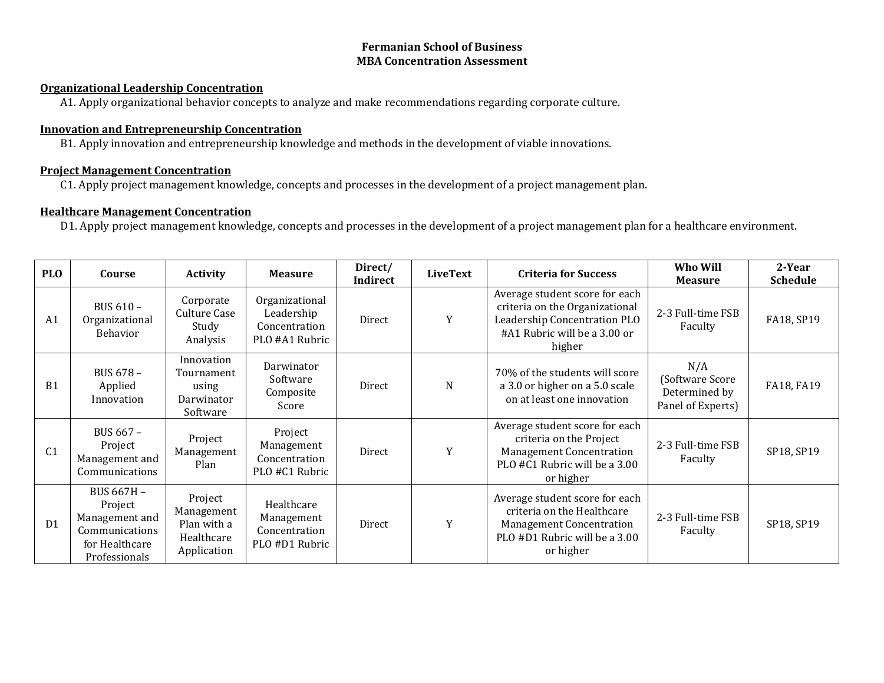# Fermanian School of Business
## MBA Concentration Assessment

**Organizational Leadership Concentration**

A1. Apply organizational behavior concepts to analyze and make recommendations regarding corporate culture.

**Innovation and Entrepreneurship Concentration**

B1. Apply innovation and entrepreneurship knowledge and methods in the development of viable innovations.

**Project Management Concentration**

C1. Apply project management knowledge, concepts and processes in the development of a project management plan.

**Healthcare Management Concentration**

D1. Apply project management knowledge, concepts and processes in the development of a project management plan for a healthcare environment.

| PLO | Course | Activity | Measure | Direct/ Indirect | LiveText | Criteria for Success | Who Will Measure | 2-Year Schedule |
|---|---|---|---|---|---|---|---|---|
| A1 | BUS 610 – Organizational Behavior | Corporate Culture Case Study Analysis | Organizational Leadership Concentration PLO #A1 Rubric | Direct | Y | Average student score for each criteria on the Organizational Leadership Concentration PLO #A1 Rubric will be a 3.00 or higher | 2-3 Full-time FSB Faculty | FA18, SP19 |
| B1 | BUS 678 – Applied Innovation | Innovation Tournament using Darwinator Software | Darwinator Software Composite Score | Direct | N | 70% of the students will score a 3.0 or higher on a 5.0 scale on at least one innovation | N/A (Software Score Determined by Panel of Experts) | FA18, FA19 |
| C1 | BUS 667 – Project Management and Communications | Project Management Plan | Project Management Concentration PLO #C1 Rubric | Direct | Y | Average student score for each criteria on the Project Management Concentration PLO #C1 Rubric will be a 3.00 or higher | 2-3 Full-time FSB Faculty | SP18, SP19 |
| D1 | BUS 667H – Project Management and Communications for Healthcare Professionals | Project Management Plan with a Healthcare Application | Healthcare Management Concentration PLO #D1 Rubric | Direct | Y | Average student score for each criteria on the Healthcare Management Concentration PLO #D1 Rubric will be a 3.00 or higher | 2-3 Full-time FSB Faculty | SP18, SP19 |